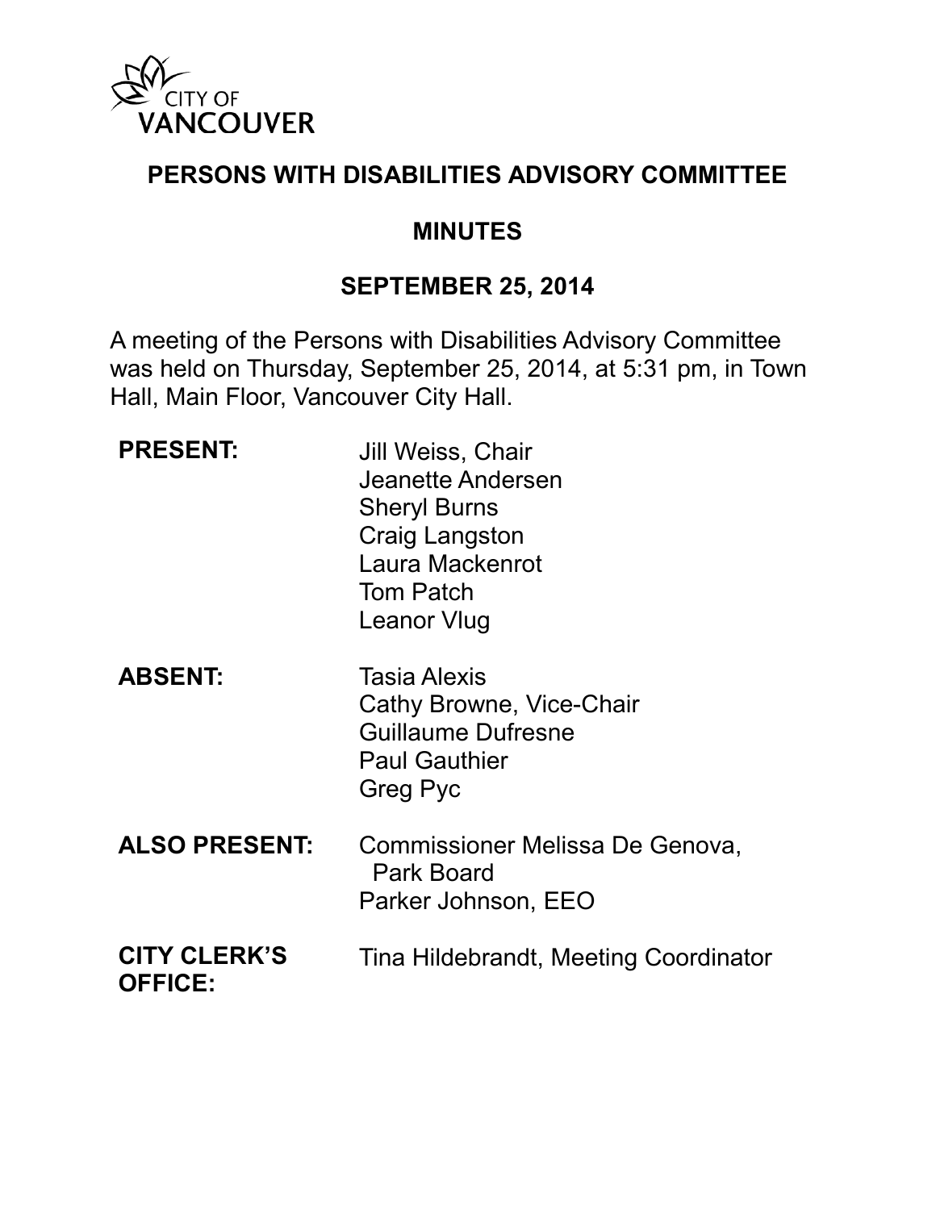CITY OF VANCOUVER

# PERSONS WITH DISABILITIES ADVISORY COMMITTEE

## MINUTES

## SEPTEMBER 25, 2014

A meeting of the Persons with Disabilities Advisory Committee was held on Thursday, September 25, 2014, at 5:31 pm, in Town Hall, Main Floor, Vancouver City Hall.

| | |
|---|---|
| **PRESENT:** | Jill Weiss, Chair<br>Jeanette Andersen<br>Sheryl Burns<br>Craig Langston<br>Laura Mackenrot<br>Tom Patch<br>Leanor Vlug |
| **ABSENT:** | Tasia Alexis<br>Cathy Browne, Vice-Chair<br>Guillaume Dufresne<br>Paul Gauthier<br>Greg Pyc |
| **ALSO PRESENT:** | Commissioner Melissa De Genova, Park Board<br>Parker Johnson, EEO |
| **CITY CLERK'S OFFICE:** | Tina Hildebrandt, Meeting Coordinator |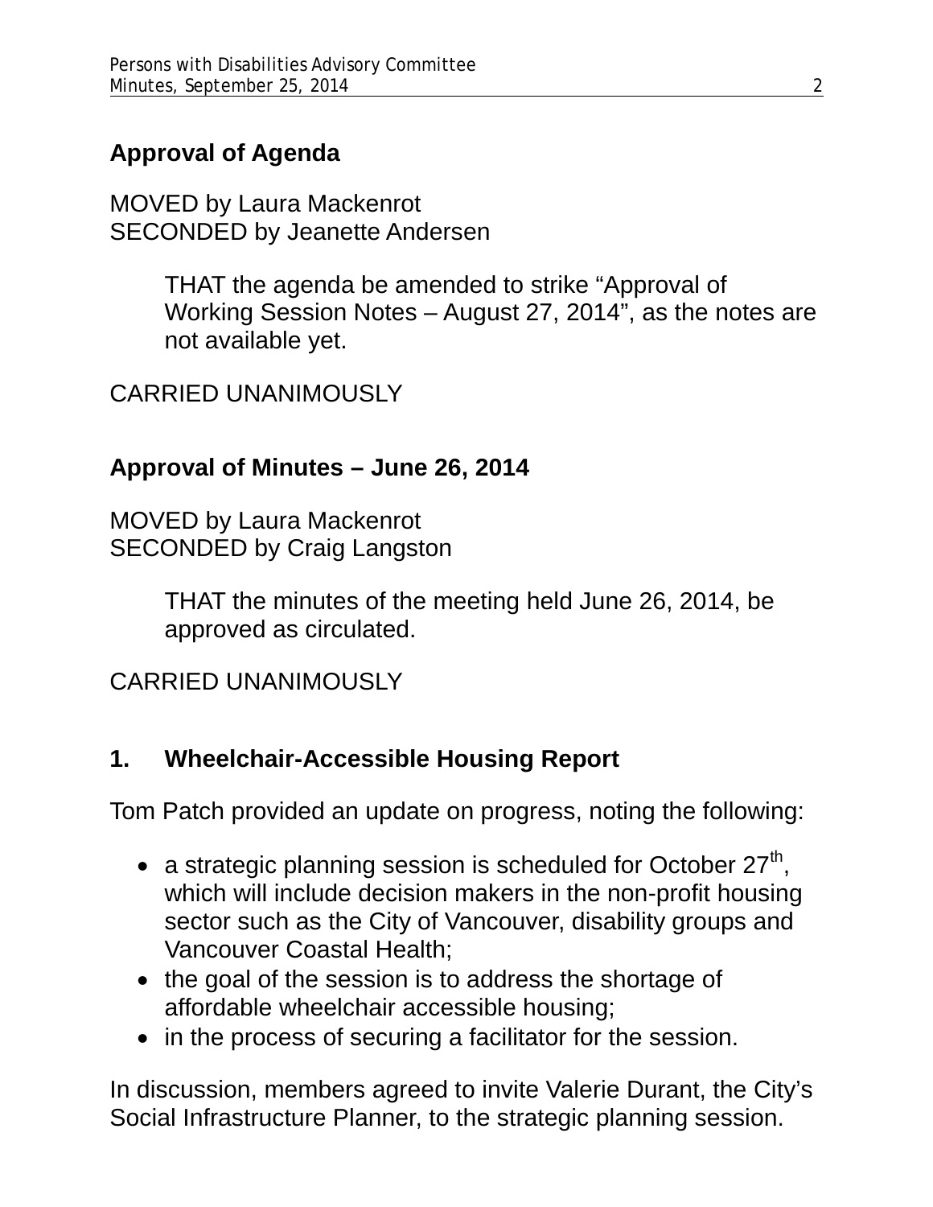## Approval of Agenda

MOVED by Laura Mackenrot
SECONDED by Jeanette Andersen

> THAT the agenda be amended to strike "Approval of Working Session Notes – August 27, 2014", as the notes are not available yet.

CARRIED UNANIMOUSLY

## Approval of Minutes – June 26, 2014

MOVED by Laura Mackenrot
SECONDED by Craig Langston

> THAT the minutes of the meeting held June 26, 2014, be approved as circulated.

CARRIED UNANIMOUSLY

## 1. Wheelchair-Accessible Housing Report

Tom Patch provided an update on progress, noting the following:

- a strategic planning session is scheduled for October 27th, which will include decision makers in the non-profit housing sector such as the City of Vancouver, disability groups and Vancouver Coastal Health;
- the goal of the session is to address the shortage of affordable wheelchair accessible housing;
- in the process of securing a facilitator for the session.

In discussion, members agreed to invite Valerie Durant, the City's Social Infrastructure Planner, to the strategic planning session.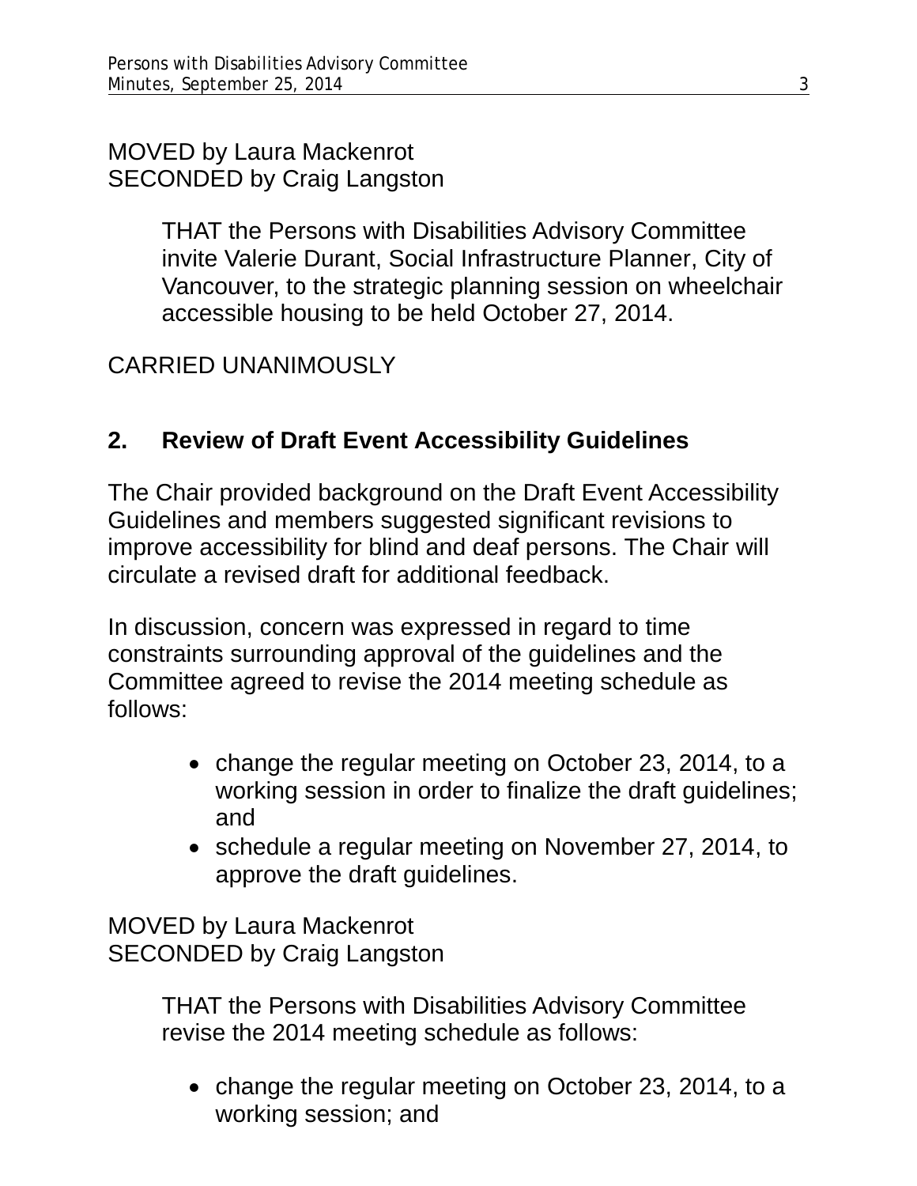MOVED by Laura Mackenrot
SECONDED by Craig Langston

> THAT the Persons with Disabilities Advisory Committee invite Valerie Durant, Social Infrastructure Planner, City of Vancouver, to the strategic planning session on wheelchair accessible housing to be held October 27, 2014.

CARRIED UNANIMOUSLY

## 2. Review of Draft Event Accessibility Guidelines

The Chair provided background on the Draft Event Accessibility Guidelines and members suggested significant revisions to improve accessibility for blind and deaf persons. The Chair will circulate a revised draft for additional feedback.

In discussion, concern was expressed in regard to time constraints surrounding approval of the guidelines and the Committee agreed to revise the 2014 meeting schedule as follows:

- change the regular meeting on October 23, 2014, to a working session in order to finalize the draft guidelines; and
- schedule a regular meeting on November 27, 2014, to approve the draft guidelines.

MOVED by Laura Mackenrot
SECONDED by Craig Langston

> THAT the Persons with Disabilities Advisory Committee revise the 2014 meeting schedule as follows:
>
> - change the regular meeting on October 23, 2014, to a working session; and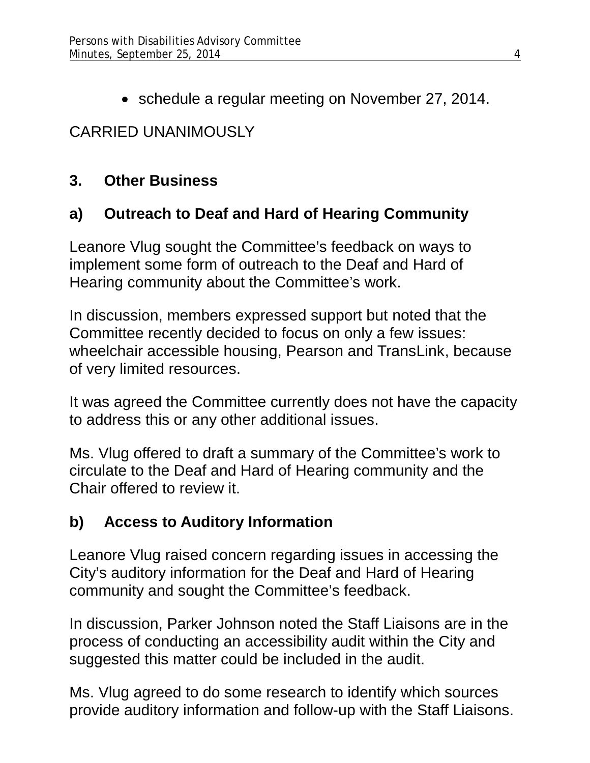- schedule a regular meeting on November 27, 2014.

CARRIED UNANIMOUSLY

## 3. Other Business

### a) Outreach to Deaf and Hard of Hearing Community

Leanore Vlug sought the Committee's feedback on ways to implement some form of outreach to the Deaf and Hard of Hearing community about the Committee's work.

In discussion, members expressed support but noted that the Committee recently decided to focus on only a few issues: wheelchair accessible housing, Pearson and TransLink, because of very limited resources.

It was agreed the Committee currently does not have the capacity to address this or any other additional issues.

Ms. Vlug offered to draft a summary of the Committee's work to circulate to the Deaf and Hard of Hearing community and the Chair offered to review it.

### b) Access to Auditory Information

Leanore Vlug raised concern regarding issues in accessing the City's auditory information for the Deaf and Hard of Hearing community and sought the Committee's feedback.

In discussion, Parker Johnson noted the Staff Liaisons are in the process of conducting an accessibility audit within the City and suggested this matter could be included in the audit.

Ms. Vlug agreed to do some research to identify which sources provide auditory information and follow-up with the Staff Liaisons.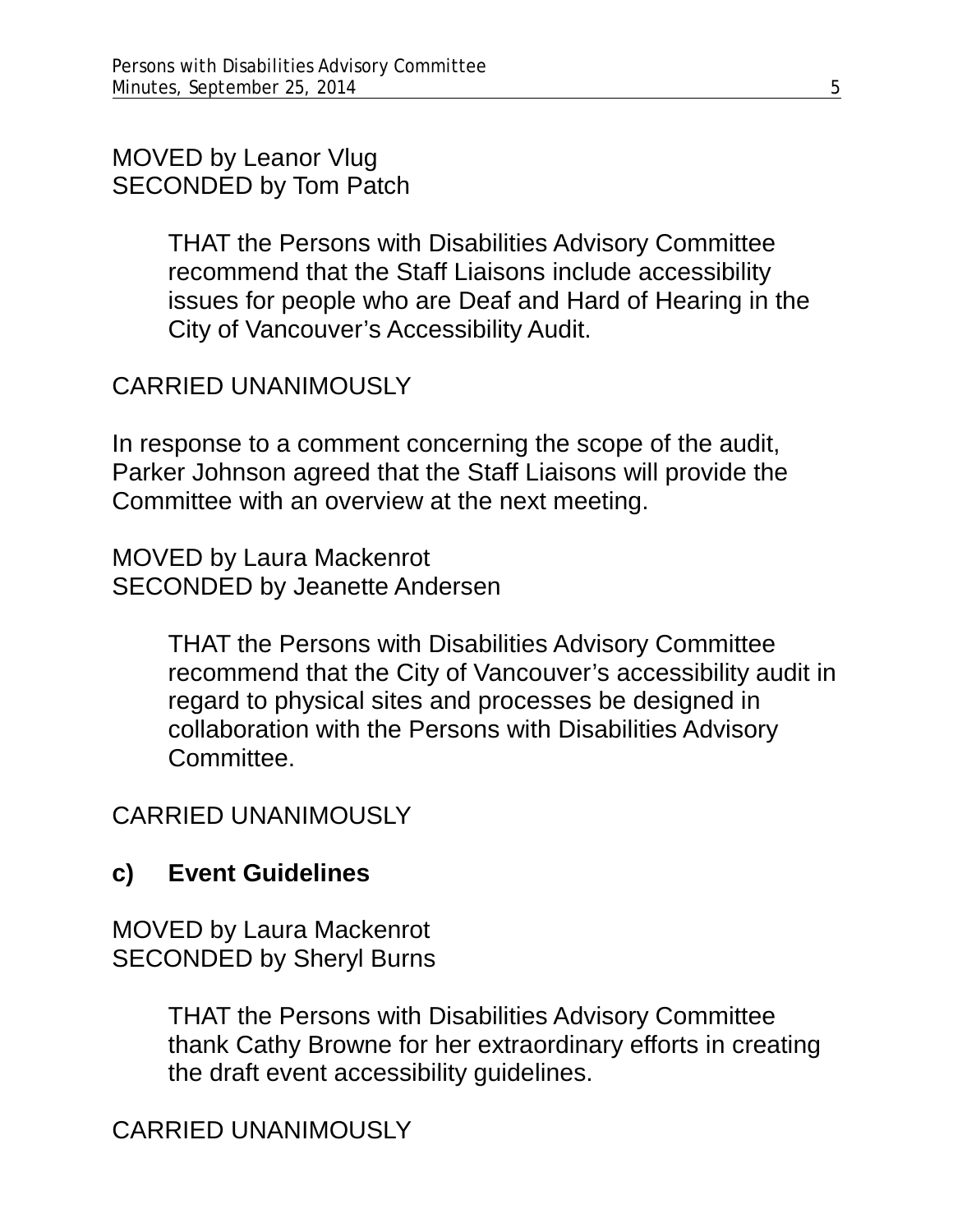MOVED by Leanor Vlug
SECONDED by Tom Patch

> THAT the Persons with Disabilities Advisory Committee recommend that the Staff Liaisons include accessibility issues for people who are Deaf and Hard of Hearing in the City of Vancouver's Accessibility Audit.

CARRIED UNANIMOUSLY

In response to a comment concerning the scope of the audit, Parker Johnson agreed that the Staff Liaisons will provide the Committee with an overview at the next meeting.

MOVED by Laura Mackenrot
SECONDED by Jeanette Andersen

> THAT the Persons with Disabilities Advisory Committee recommend that the City of Vancouver's accessibility audit in regard to physical sites and processes be designed in collaboration with the Persons with Disabilities Advisory Committee.

CARRIED UNANIMOUSLY

**c) Event Guidelines**

MOVED by Laura Mackenrot
SECONDED by Sheryl Burns

> THAT the Persons with Disabilities Advisory Committee thank Cathy Browne for her extraordinary efforts in creating the draft event accessibility guidelines.

CARRIED UNANIMOUSLY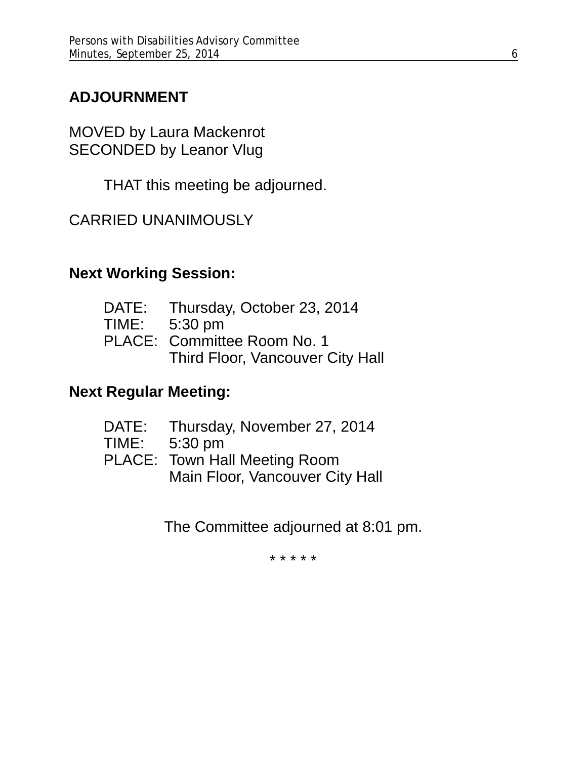## ADJOURNMENT

MOVED by Laura Mackenrot
SECONDED by Leanor Vlug

THAT this meeting be adjourned.

CARRIED UNANIMOUSLY

**Next Working Session:**

DATE: Thursday, October 23, 2014
TIME: 5:30 pm
PLACE: Committee Room No. 1
Third Floor, Vancouver City Hall

**Next Regular Meeting:**

DATE: Thursday, November 27, 2014
TIME: 5:30 pm
PLACE: Town Hall Meeting Room
Main Floor, Vancouver City Hall

The Committee adjourned at 8:01 pm.

* * * * *